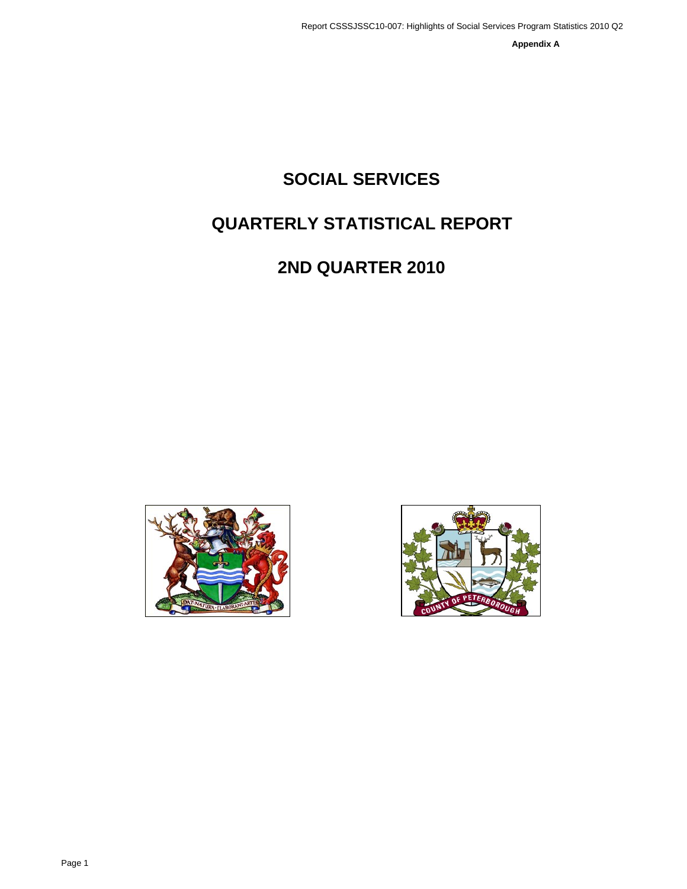Report CSSSJSSC10-007: Highlights of Social Services Program Statistics 2010 Q2

**Appendix A**

# SOCIAL SERVICES

# QUARTERLY STATISTICAL REPORT

# 2ND QUARTER 2010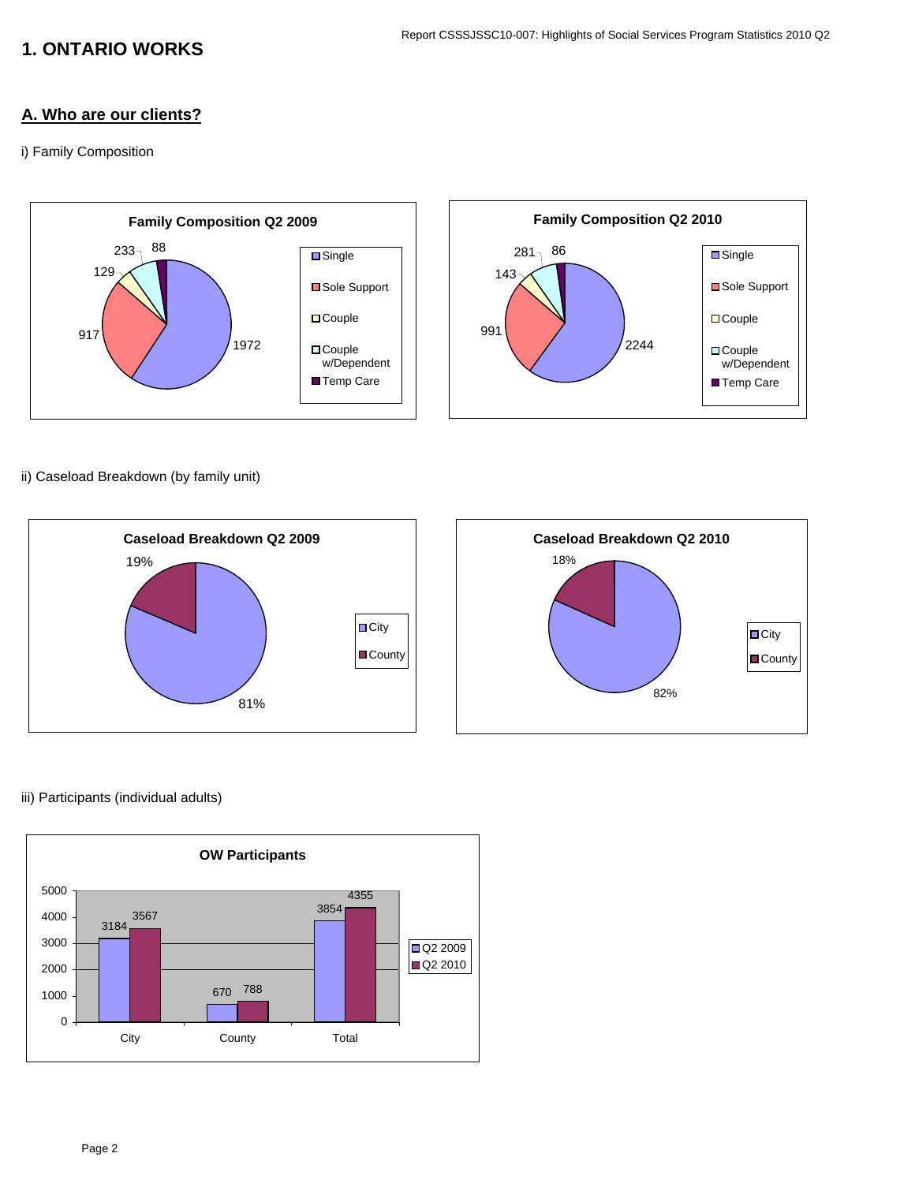# 1. ONTARIO WORKS

## A. Who are our clients?

i) Family Composition

**Family Composition Q2 2009**

| Category | Count |
|---|---|
| Single | 1972 |
| Sole Support | 917 |
| Couple | 129 |
| Couple w/Dependent | 233 |
| Temp Care | 88 |

**Family Composition Q2 2010**

| Category | Count |
|---|---|
| Single | 2244 |
| Sole Support | 991 |
| Couple | 143 |
| Couple w/Dependent | 281 |
| Temp Care | 86 |

ii) Caseload Breakdown (by family unit)

**Caseload Breakdown Q2 2009**

| Area | Share |
|---|---|
| City | 81% |
| County | 19% |

**Caseload Breakdown Q2 2010**

| Area | Share |
|---|---|
| City | 82% |
| County | 18% |

iii) Participants (individual adults)

**OW Participants**

| | Q2 2009 | Q2 2010 |
|---|---|---|
| City | 3184 | 3567 |
| County | 670 | 788 |
| Total | 3854 | 4355 |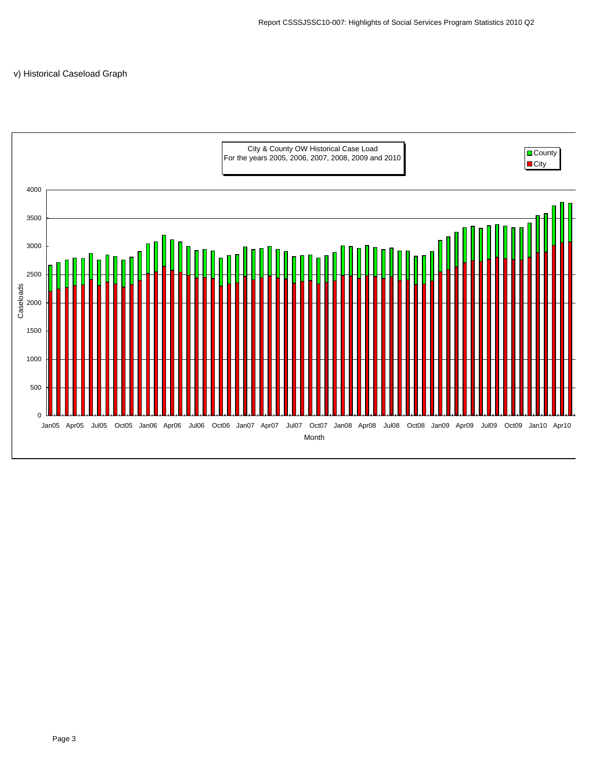v) Historical Caseload Graph

City & County OW Historical Case Load
For the years 2005, 2006, 2007, 2008, 2009 and 2010

Legend: County, City

Caseloads: 0, 500, 1000, 1500, 2000, 2500, 3000, 3500, 4000

Month: Jan05, Apr05, Jul05, Oct05, Jan06, Apr06, Jul06, Oct06, Jan07, Apr07, Jul07, Oct07, Jan08, Apr08, Jul08, Oct08, Jan09, Apr09, Jul09, Oct09, Jan10, Apr10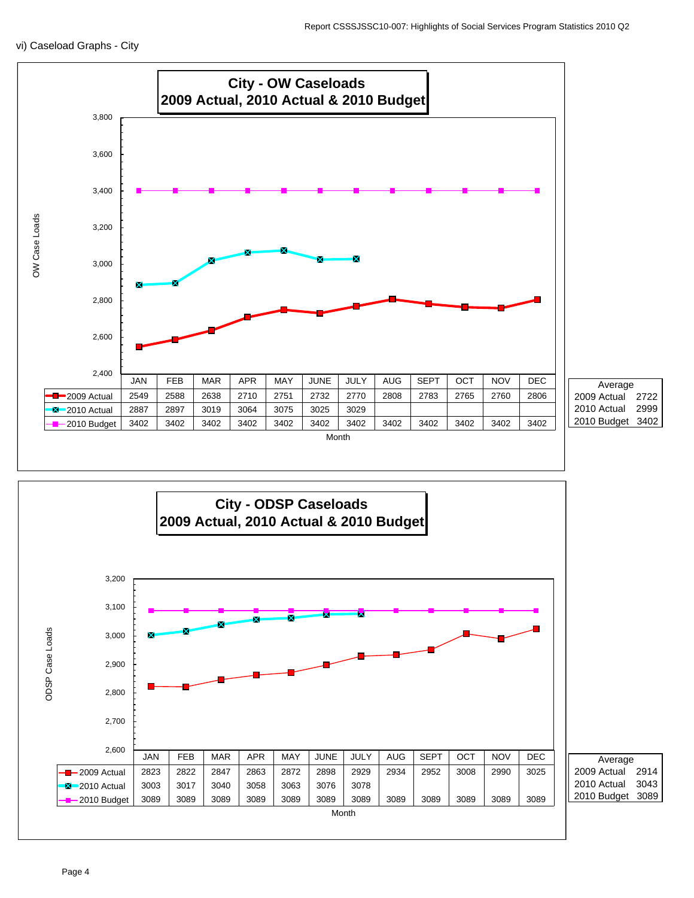vi) Caseload Graphs - City

## City - OW Caseloads
## 2009 Actual, 2010 Actual & 2010 Budget

| | JAN | FEB | MAR | APR | MAY | JUNE | JULY | AUG | SEPT | OCT | NOV | DEC |
|---|---|---|---|---|---|---|---|---|---|---|---|---|
| 2009 Actual | 2549 | 2588 | 2638 | 2710 | 2751 | 2732 | 2770 | 2808 | 2783 | 2765 | 2760 | 2806 |
| 2010 Actual | 2887 | 2897 | 3019 | 3064 | 3075 | 3025 | 3029 | | | | | |
| 2010 Budget | 3402 | 3402 | 3402 | 3402 | 3402 | 3402 | 3402 | 3402 | 3402 | 3402 | 3402 | 3402 |

Month

| Average | |
|---|---|
| 2009 Actual | 2722 |
| 2010 Actual | 2999 |
| 2010 Budget | 3402 |

## City - ODSP Caseloads
## 2009 Actual, 2010 Actual & 2010 Budget

| | JAN | FEB | MAR | APR | MAY | JUNE | JULY | AUG | SEPT | OCT | NOV | DEC |
|---|---|---|---|---|---|---|---|---|---|---|---|---|
| 2009 Actual | 2823 | 2822 | 2847 | 2863 | 2872 | 2898 | 2929 | 2934 | 2952 | 3008 | 2990 | 3025 |
| 2010 Actual | 3003 | 3017 | 3040 | 3058 | 3063 | 3076 | 3078 | | | | | |
| 2010 Budget | 3089 | 3089 | 3089 | 3089 | 3089 | 3089 | 3089 | 3089 | 3089 | 3089 | 3089 | 3089 |

Month

| Average | |
|---|---|
| 2009 Actual | 2914 |
| 2010 Actual | 3043 |
| 2010 Budget | 3089 |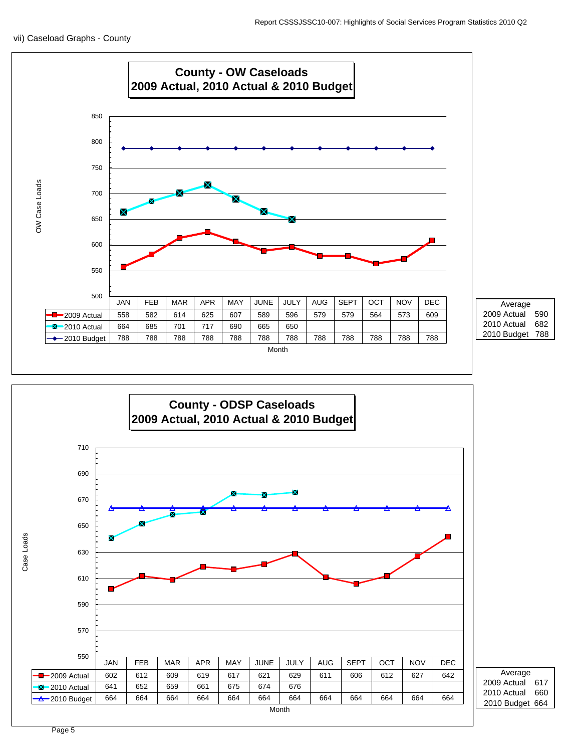vii) Caseload Graphs - County

## County - OW Caseloads
## 2009 Actual, 2010 Actual & 2010 Budget

| | JAN | FEB | MAR | APR | MAY | JUNE | JULY | AUG | SEPT | OCT | NOV | DEC |
|---|---|---|---|---|---|---|---|---|---|---|---|---|
| 2009 Actual | 558 | 582 | 614 | 625 | 607 | 589 | 596 | 579 | 579 | 564 | 573 | 609 |
| 2010 Actual | 664 | 685 | 701 | 717 | 690 | 665 | 650 | | | | | |
| 2010 Budget | 788 | 788 | 788 | 788 | 788 | 788 | 788 | 788 | 788 | 788 | 788 | 788 |

Month

OW Case Loads

| Average | |
|---|---|
| 2009 Actual | 590 |
| 2010 Actual | 682 |
| 2010 Budget | 788 |

## County - ODSP Caseloads
## 2009 Actual, 2010 Actual & 2010 Budget

| | JAN | FEB | MAR | APR | MAY | JUNE | JULY | AUG | SEPT | OCT | NOV | DEC |
|---|---|---|---|---|---|---|---|---|---|---|---|---|
| 2009 Actual | 602 | 612 | 609 | 619 | 617 | 621 | 629 | 611 | 606 | 612 | 627 | 642 |
| 2010 Actual | 641 | 652 | 659 | 661 | 675 | 674 | 676 | | | | | |
| 2010 Budget | 664 | 664 | 664 | 664 | 664 | 664 | 664 | 664 | 664 | 664 | 664 | 664 |

Month

Case Loads

| Average | |
|---|---|
| 2009 Actual | 617 |
| 2010 Actual | 660 |
| 2010 Budget | 664 |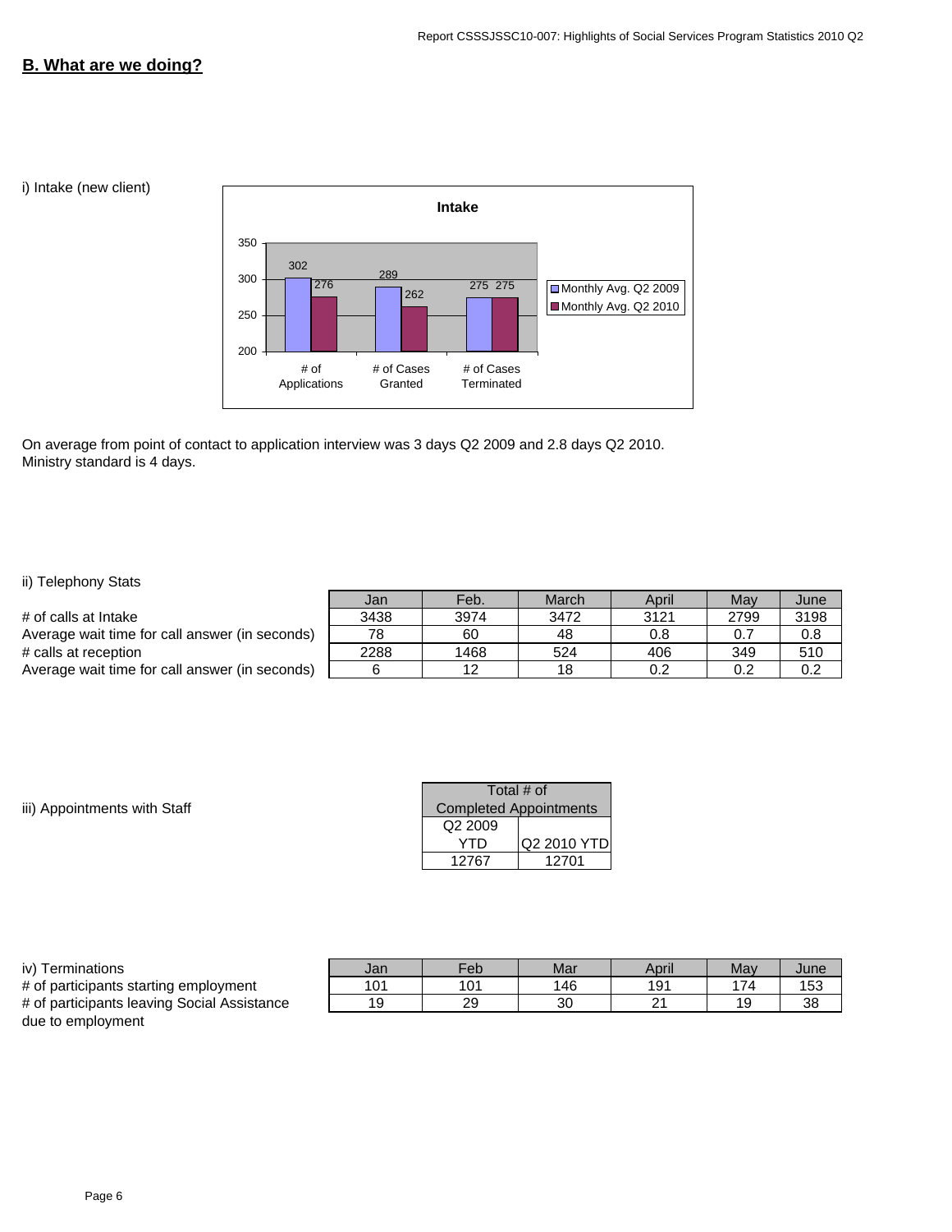## B. What are we doing?

i) Intake (new client)

**Intake**

| | Monthly Avg. Q2 2009 | Monthly Avg. Q2 2010 |
|---|---|---|
| # of Applications | 302 | 276 |
| # of Cases Granted | 289 | 262 |
| # of Cases Terminated | 275 | 275 |

On average from point of contact to application interview was 3 days Q2 2009 and 2.8 days Q2 2010. Ministry standard is 4 days.

ii) Telephony Stats

| | Jan | Feb. | March | April | May | June |
|---|---|---|---|---|---|---|
| # of calls at Intake | 3438 | 3974 | 3472 | 3121 | 2799 | 3198 |
| Average wait time for call answer (in seconds) | 78 | 60 | 48 | 0.8 | 0.7 | 0.8 |
| # calls at reception | 2288 | 1468 | 524 | 406 | 349 | 510 |
| Average wait time for call answer (in seconds) | 6 | 12 | 18 | 0.2 | 0.2 | 0.2 |

iii) Appointments with Staff

| Total # of Completed Appointments | |
|---|---|
| Q2 2009 YTD | Q2 2010 YTD |
| 12767 | 12701 |

iv) Terminations

| | Jan | Feb | Mar | April | May | June |
|---|---|---|---|---|---|---|
| # of participants starting employment | 101 | 101 | 146 | 191 | 174 | 153 |
| # of participants leaving Social Assistance due to employment | 19 | 29 | 30 | 21 | 19 | 38 |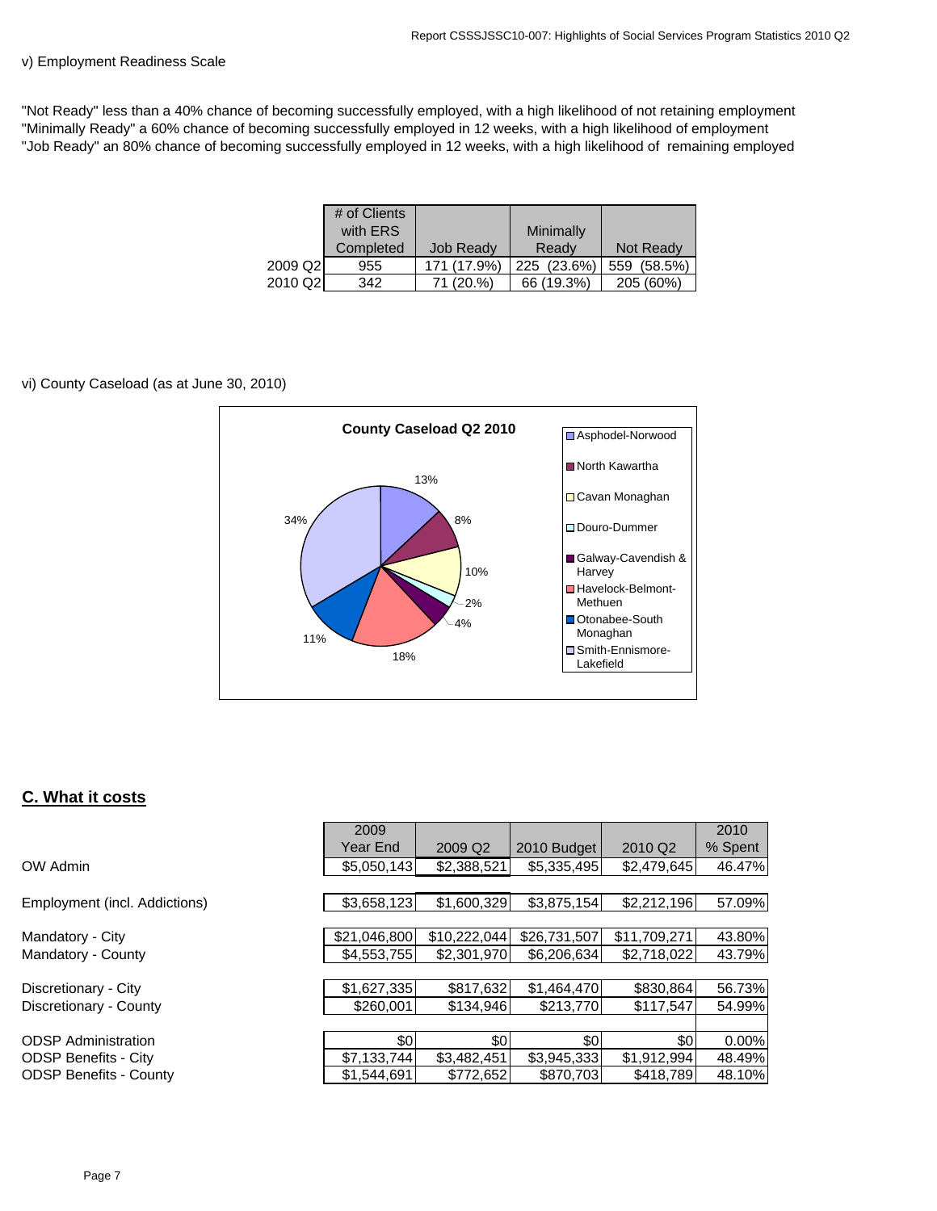v) Employment Readiness Scale

"Not Ready" less than a 40% chance of becoming successfully employed, with a high likelihood of not retaining employment
"Minimally Ready" a 60% chance of becoming successfully employed in 12 weeks, with a high likelihood of employment
"Job Ready" an 80% chance of becoming successfully employed in 12 weeks, with a high likelihood of remaining employed

| | # of Clients with ERS Completed | Job Ready | Minimally Ready | Not Ready |
|---|---|---|---|---|
| 2009 Q2 | 955 | 171 (17.9%) | 225 (23.6%) | 559 (58.5%) |
| 2010 Q2 | 342 | 71 (20.%) | 66 (19.3%) | 205 (60%) |

vi) County Caseload (as at June 30, 2010)

**County Caseload Q2 2010**

| Township | % |
|---|---|
| Asphodel-Norwood | 13% |
| North Kawartha | 8% |
| Cavan Monaghan | 10% |
| Douro-Dummer | 2% |
| Galway-Cavendish & Harvey | 4% |
| Havelock-Belmont-Methuen | 18% |
| Otonabee-South Monaghan | 11% |
| Smith-Ennismore-Lakefield | 34% |

## C. What it costs

| | 2009 Year End | 2009 Q2 | 2010 Budget | 2010 Q2 | 2010 % Spent |
|---|---|---|---|---|---|
| OW Admin | $5,050,143 | $2,388,521 | $5,335,495 | $2,479,645 | 46.47% |
| Employment (incl. Addictions) | $3,658,123 | $1,600,329 | $3,875,154 | $2,212,196 | 57.09% |
| Mandatory - City | $21,046,800 | $10,222,044 | $26,731,507 | $11,709,271 | 43.80% |
| Mandatory - County | $4,553,755 | $2,301,970 | $6,206,634 | $2,718,022 | 43.79% |
| Discretionary - City | $1,627,335 | $817,632 | $1,464,470 | $830,864 | 56.73% |
| Discretionary - County | $260,001 | $134,946 | $213,770 | $117,547 | 54.99% |
| ODSP Administration | $0 | $0 | $0 | $0 | 0.00% |
| ODSP Benefits - City | $7,133,744 | $3,482,451 | $3,945,333 | $1,912,994 | 48.49% |
| ODSP Benefits - County | $1,544,691 | $772,652 | $870,703 | $418,789 | 48.10% |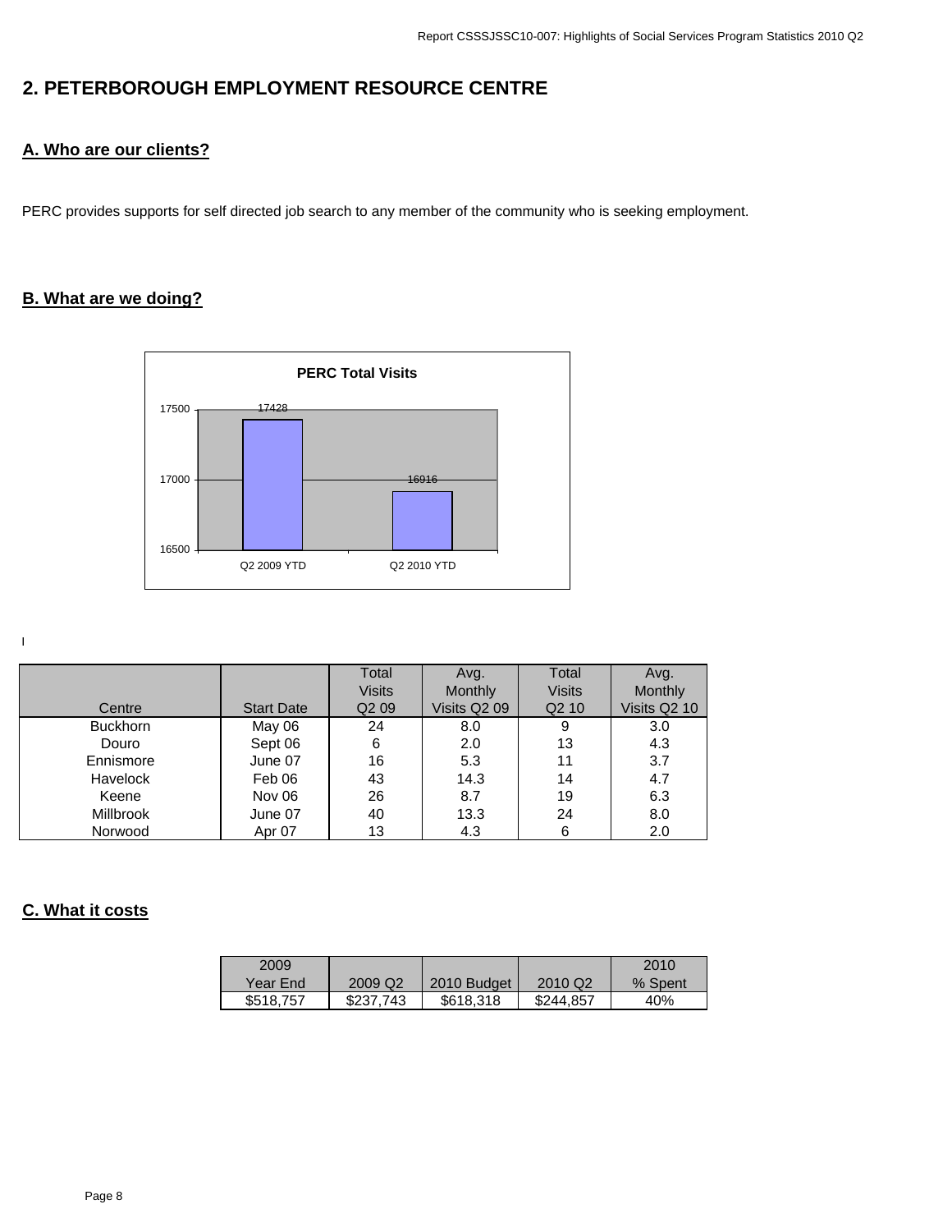## 2. PETERBOROUGH EMPLOYMENT RESOURCE CENTRE

### A. Who are our clients?

PERC provides supports for self directed job search to any member of the community who is seeking employment.

### B. What are we doing?

**PERC Total Visits**

| | Q2 2009 YTD | Q2 2010 YTD |
|---|---|---|
| Total Visits | 17428 | 16916 |

| Centre | Start Date | Total Visits Q2 09 | Avg. Monthly Visits Q2 09 | Total Visits Q2 10 | Avg. Monthly Visits Q2 10 |
|---|---|---|---|---|---|
| Buckhorn | May 06 | 24 | 8.0 | 9 | 3.0 |
| Douro | Sept 06 | 6 | 2.0 | 13 | 4.3 |
| Ennismore | June 07 | 16 | 5.3 | 11 | 3.7 |
| Havelock | Feb 06 | 43 | 14.3 | 14 | 4.7 |
| Keene | Nov 06 | 26 | 8.7 | 19 | 6.3 |
| Millbrook | June 07 | 40 | 13.3 | 24 | 8.0 |
| Norwood | Apr 07 | 13 | 4.3 | 6 | 2.0 |

### C. What it costs

| 2009 Year End | 2009 Q2 | 2010 Budget | 2010 Q2 | 2010 % Spent |
|---|---|---|---|---|
| $518,757 | $237,743 | $618,318 | $244,857 | 40% |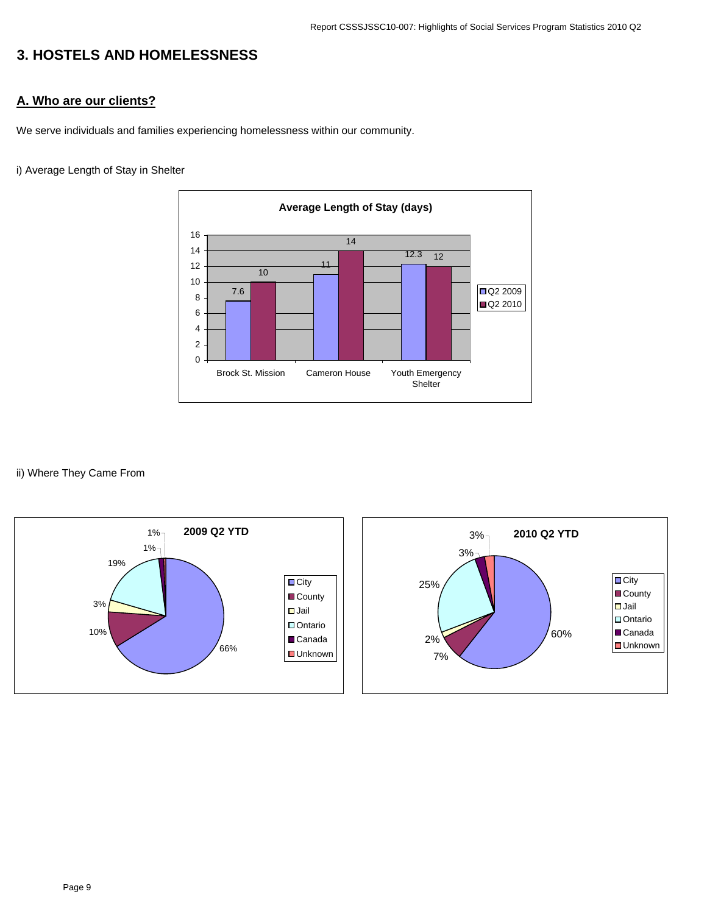## 3. HOSTELS AND HOMELESSNESS

### A. Who are our clients?

We serve individuals and families experiencing homelessness within our community.

i) Average Length of Stay in Shelter

**Average Length of Stay (days)**

| | Q2 2009 | Q2 2010 |
|---|---|---|
| Brock St. Mission | 7.6 | 10 |
| Cameron House | 11 | 14 |
| Youth Emergency Shelter | 12.3 | 12 |

ii) Where They Came From

**2009 Q2 YTD**

| | % |
|---|---|
| City | 66% |
| County | 10% |
| Jail | 3% |
| Ontario | 19% |
| Canada | 1% |
| Unknown | 1% |

**2010 Q2 YTD**

| | % |
|---|---|
| City | 60% |
| County | 7% |
| Jail | 2% |
| Ontario | 25% |
| Canada | 3% |
| Unknown | 3% |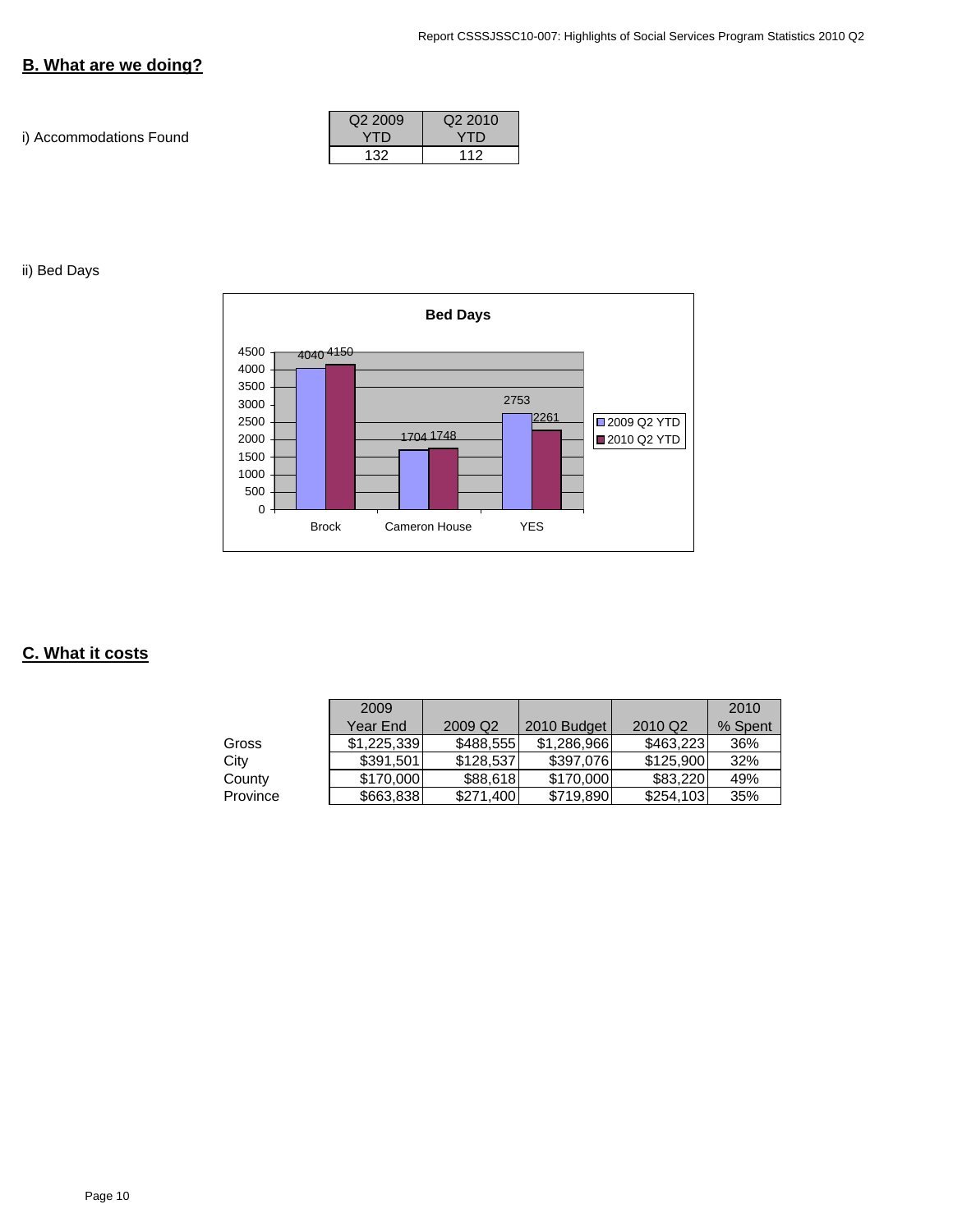## B. What are we doing?

i) Accommodations Found

| Q2 2009 YTD | Q2 2010 YTD |
|---|---|
| 132 | 112 |

ii) Bed Days

**Bed Days**

| | 2009 Q2 YTD | 2010 Q2 YTD |
|---|---|---|
| Brock | 4040 | 4150 |
| Cameron House | 1704 | 1748 |
| YES | 2753 | 2261 |

## C. What it costs

| | 2009 Year End | 2009 Q2 | 2010 Budget | 2010 Q2 | 2010 % Spent |
|---|---|---|---|---|---|
| Gross | $1,225,339 | $488,555 | $1,286,966 | $463,223 | 36% |
| City | $391,501 | $128,537 | $397,076 | $125,900 | 32% |
| County | $170,000 | $88,618 | $170,000 | $83,220 | 49% |
| Province | $663,838 | $271,400 | $719,890 | $254,103 | 35% |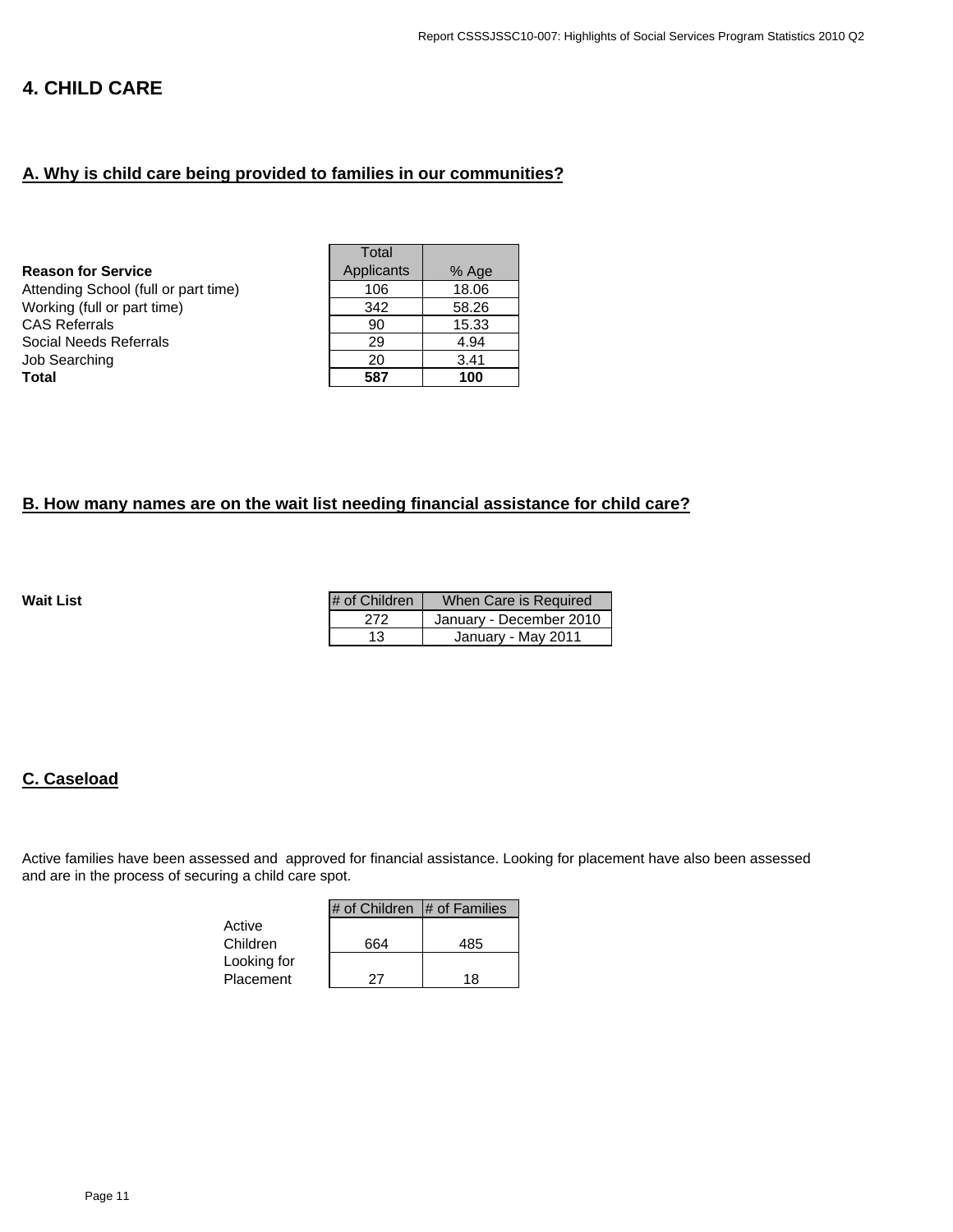# 4. CHILD CARE

## A. Why is child care being provided to families in our communities?

| Reason for Service | Total Applicants | % Age |
|---|---|---|
| Attending School (full or part time) | 106 | 18.06 |
| Working (full or part time) | 342 | 58.26 |
| CAS Referrals | 90 | 15.33 |
| Social Needs Referrals | 29 | 4.94 |
| Job Searching | 20 | 3.41 |
| **Total** | **587** | **100** |

## B. How many names are on the wait list needing financial assistance for child care?

**Wait List**

| # of Children | When Care is Required |
|---|---|
| 272 | January - December 2010 |
| 13 | January - May 2011 |

## C. Caseload

Active families have been assessed and approved for financial assistance. Looking for placement have also been assessed and are in the process of securing a child care spot.

| | # of Children | # of Families |
|---|---|---|
| Active Children | 664 | 485 |
| Looking for Placement | 27 | 18 |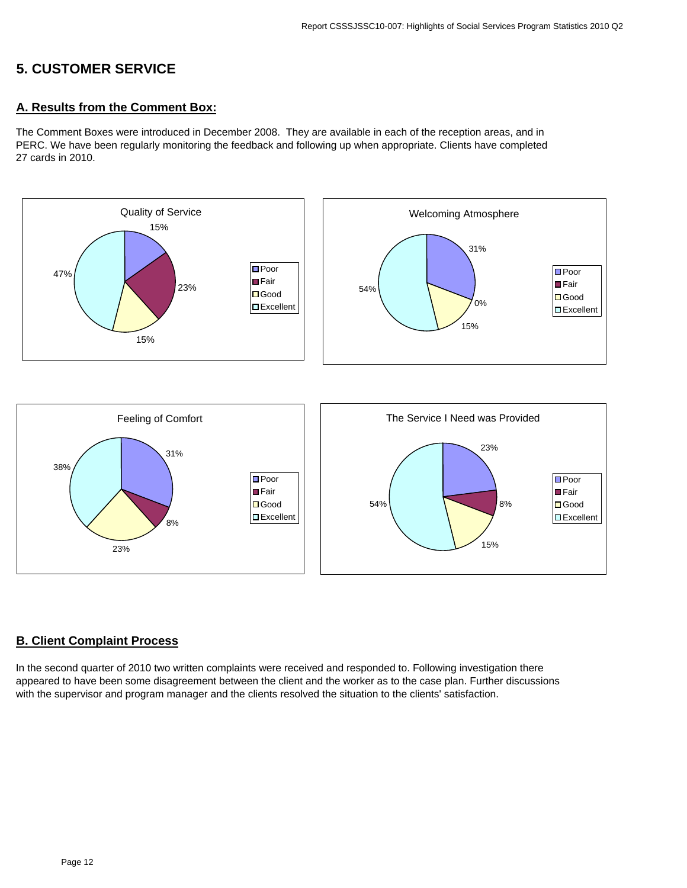## 5. CUSTOMER SERVICE

### A. Results from the Comment Box:

The Comment Boxes were introduced in December 2008. They are available in each of the reception areas, and in PERC. We have been regularly monitoring the feedback and following up when appropriate. Clients have completed 27 cards in 2010.

Quality of Service

15%
23%
15%
47%

Poor
Fair
Good
Excellent

Welcoming Atmosphere

31%
0%
15%
54%

Poor
Fair
Good
Excellent

Feeling of Comfort

31%
8%
23%
38%

Poor
Fair
Good
Excellent

The Service I Need was Provided

23%
8%
15%
54%

Poor
Fair
Good
Excellent

### B. Client Complaint Process

In the second quarter of 2010 two written complaints were received and responded to. Following investigation there appeared to have been some disagreement between the client and the worker as to the case plan. Further discussions with the supervisor and program manager and the clients resolved the situation to the clients' satisfaction.